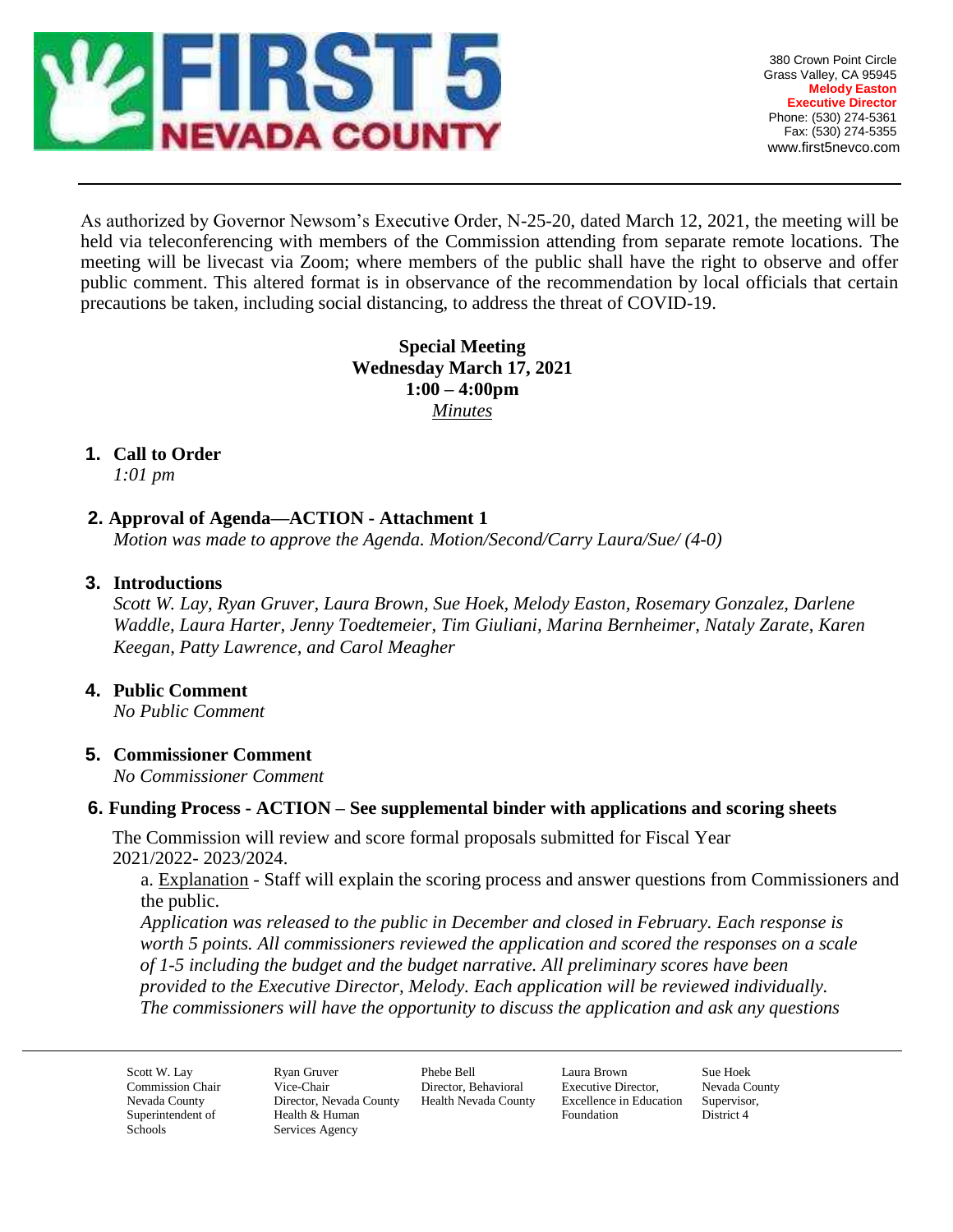**FIRST 5 NEVADA COUNTY**

380 Crown Point Circle
Grass Valley, CA 95945
**Melody Easton**
**Executive Director**
Phone: (530) 274-5361
Fax: (530) 274-5355
www.first5nevco.com

---

As authorized by Governor Newsom's Executive Order, N-25-20, dated March 12, 2021, the meeting will be held via teleconferencing with members of the Commission attending from separate remote locations. The meeting will be livecast via Zoom; where members of the public shall have the right to observe and offer public comment. This altered format is in observance of the recommendation by local officials that certain precautions be taken, including social distancing, to address the threat of COVID-19.

**Special Meeting**
**Wednesday March 17, 2021**
**1:00 – 4:00pm**
*Minutes*

## 1. Call to Order

*1:01 pm*

## 2. Approval of Agenda—ACTION - Attachment 1

*Motion was made to approve the Agenda. Motion/Second/Carry Laura/Sue/ (4-0)*

## 3. Introductions

*Scott W. Lay, Ryan Gruver, Laura Brown, Sue Hoek, Melody Easton, Rosemary Gonzalez, Darlene Waddle, Laura Harter, Jenny Toedtemeier, Tim Giuliani, Marina Bernheimer, Nataly Zarate, Karen Keegan, Patty Lawrence, and Carol Meagher*

## 4. Public Comment

*No Public Comment*

## 5. Commissioner Comment

*No Commissioner Comment*

## 6. Funding Process - ACTION – See supplemental binder with applications and scoring sheets

The Commission will review and score formal proposals submitted for Fiscal Year 2021/2022- 2023/2024.

a. Explanation - Staff will explain the scoring process and answer questions from Commissioners and the public.

*Application was released to the public in December and closed in February. Each response is worth 5 points. All commissioners reviewed the application and scored the responses on a scale of 1-5 including the budget and the budget narrative. All preliminary scores have been provided to the Executive Director, Melody. Each application will be reviewed individually. The commissioners will have the opportunity to discuss the application and ask any questions*

---

| Scott W. Lay | Ryan Gruver | Phebe Bell | Laura Brown | Sue Hoek |
|---|---|---|---|---|
| Commission Chair Nevada County Superintendent of Schools | Vice-Chair Director, Nevada County Health & Human Services Agency | Director, Behavioral Health Nevada County | Executive Director, Excellence in Education Foundation | Nevada County Supervisor, District 4 |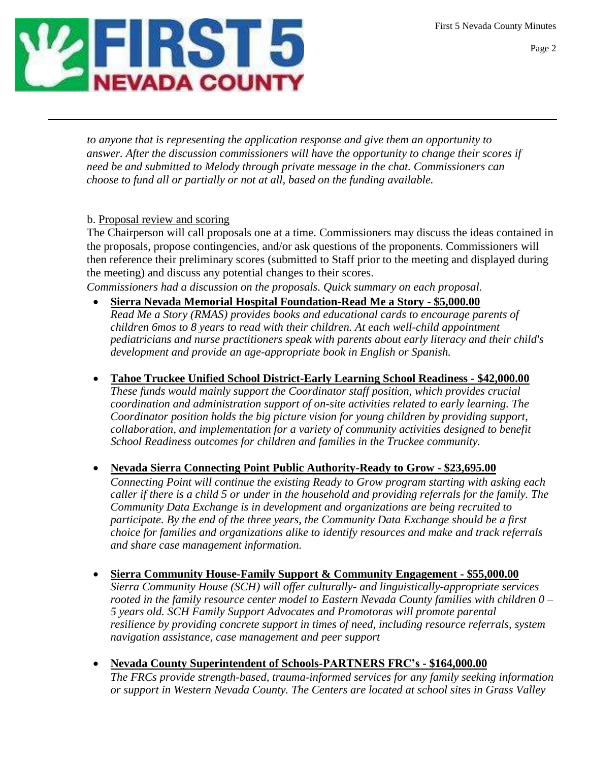*to anyone that is representing the application response and give them an opportunity to answer. After the discussion commissioners will have the opportunity to change their scores if need be and submitted to Melody through private message in the chat. Commissioners can choose to fund all or partially or not at all, based on the funding available.*

b. Proposal review and scoring

The Chairperson will call proposals one at a time. Commissioners may discuss the ideas contained in the proposals, propose contingencies, and/or ask questions of the proponents. Commissioners will then reference their preliminary scores (submitted to Staff prior to the meeting and displayed during the meeting) and discuss any potential changes to their scores.

*Commissioners had a discussion on the proposals. Quick summary on each proposal.*

- **Sierra Nevada Memorial Hospital Foundation-Read Me a Story - $5,000.00**
  *Read Me a Story (RMAS) provides books and educational cards to encourage parents of children 6mos to 8 years to read with their children. At each well-child appointment pediatricians and nurse practitioners speak with parents about early literacy and their child's development and provide an age-appropriate book in English or Spanish.*

- **Tahoe Truckee Unified School District-Early Learning School Readiness - $42,000.00**
  *These funds would mainly support the Coordinator staff position, which provides crucial coordination and administration support of on-site activities related to early learning. The Coordinator position holds the big picture vision for young children by providing support, collaboration, and implementation for a variety of community activities designed to benefit School Readiness outcomes for children and families in the Truckee community.*

- **Nevada Sierra Connecting Point Public Authority-Ready to Grow - $23,695.00**
  *Connecting Point will continue the existing Ready to Grow program starting with asking each caller if there is a child 5 or under in the household and providing referrals for the family. The Community Data Exchange is in development and organizations are being recruited to participate. By the end of the three years, the Community Data Exchange should be a first choice for families and organizations alike to identify resources and make and track referrals and share case management information.*

- **Sierra Community House-Family Support & Community Engagement - $55,000.00**
  *Sierra Community House (SCH) will offer culturally- and linguistically-appropriate services rooted in the family resource center model to Eastern Nevada County families with children 0 – 5 years old. SCH Family Support Advocates and Promotoras will promote parental resilience by providing concrete support in times of need, including resource referrals, system navigation assistance, case management and peer support*

- **Nevada County Superintendent of Schools-PARTNERS FRC's - $164,000.00**
  *The FRCs provide strength-based, trauma-informed services for any family seeking information or support in Western Nevada County. The Centers are located at school sites in Grass Valley*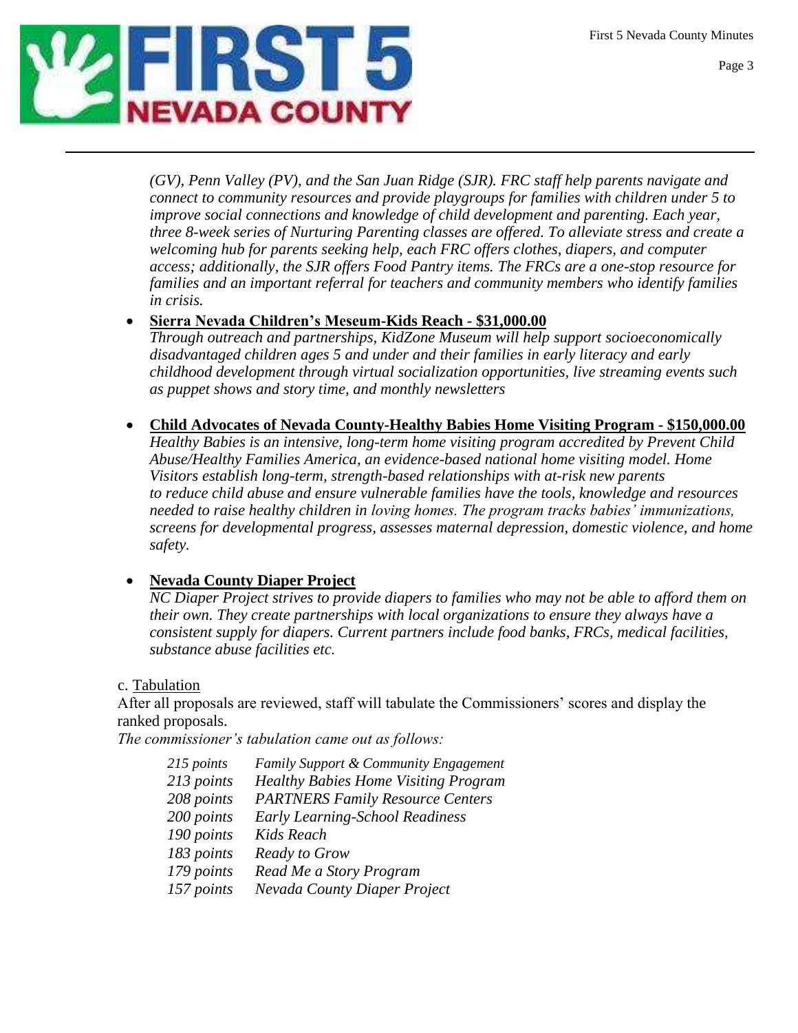*(GV), Penn Valley (PV), and the San Juan Ridge (SJR). FRC staff help parents navigate and connect to community resources and provide playgroups for families with children under 5 to improve social connections and knowledge of child development and parenting. Each year, three 8-week series of Nurturing Parenting classes are offered. To alleviate stress and create a welcoming hub for parents seeking help, each FRC offers clothes, diapers, and computer access; additionally, the SJR offers Food Pantry items. The FRCs are a one-stop resource for families and an important referral for teachers and community members who identify families in crisis.*

- **Sierra Nevada Children's Meseum-Kids Reach - $31,000.00**
  *Through outreach and partnerships, KidZone Museum will help support socioeconomically disadvantaged children ages 5 and under and their families in early literacy and early childhood development through virtual socialization opportunities, live streaming events such as puppet shows and story time, and monthly newsletters*

- **Child Advocates of Nevada County-Healthy Babies Home Visiting Program - $150,000.00**
  *Healthy Babies is an intensive, long-term home visiting program accredited by Prevent Child Abuse/Healthy Families America, an evidence-based national home visiting model. Home Visitors establish long-term, strength-based relationships with at-risk new parents to reduce child abuse and ensure vulnerable families have the tools, knowledge and resources needed to raise healthy children in loving homes. The program tracks babies' immunizations, screens for developmental progress, assesses maternal depression, domestic violence, and home safety.*

- **Nevada County Diaper Project**
  *NC Diaper Project strives to provide diapers to families who may not be able to afford them on their own. They create partnerships with local organizations to ensure they always have a consistent supply for diapers. Current partners include food banks, FRCs, medical facilities, substance abuse facilities etc.*

c. Tabulation

After all proposals are reviewed, staff will tabulate the Commissioners' scores and display the ranked proposals.

*The commissioner's tabulation came out as follows:*

| | |
|---|---|
| *215 points* | *Family Support & Community Engagement* |
| *213 points* | *Healthy Babies Home Visiting Program* |
| *208 points* | *PARTNERS Family Resource Centers* |
| *200 points* | *Early Learning-School Readiness* |
| *190 points* | *Kids Reach* |
| *183 points* | *Ready to Grow* |
| *179 points* | *Read Me a Story Program* |
| *157 points* | *Nevada County Diaper Project* |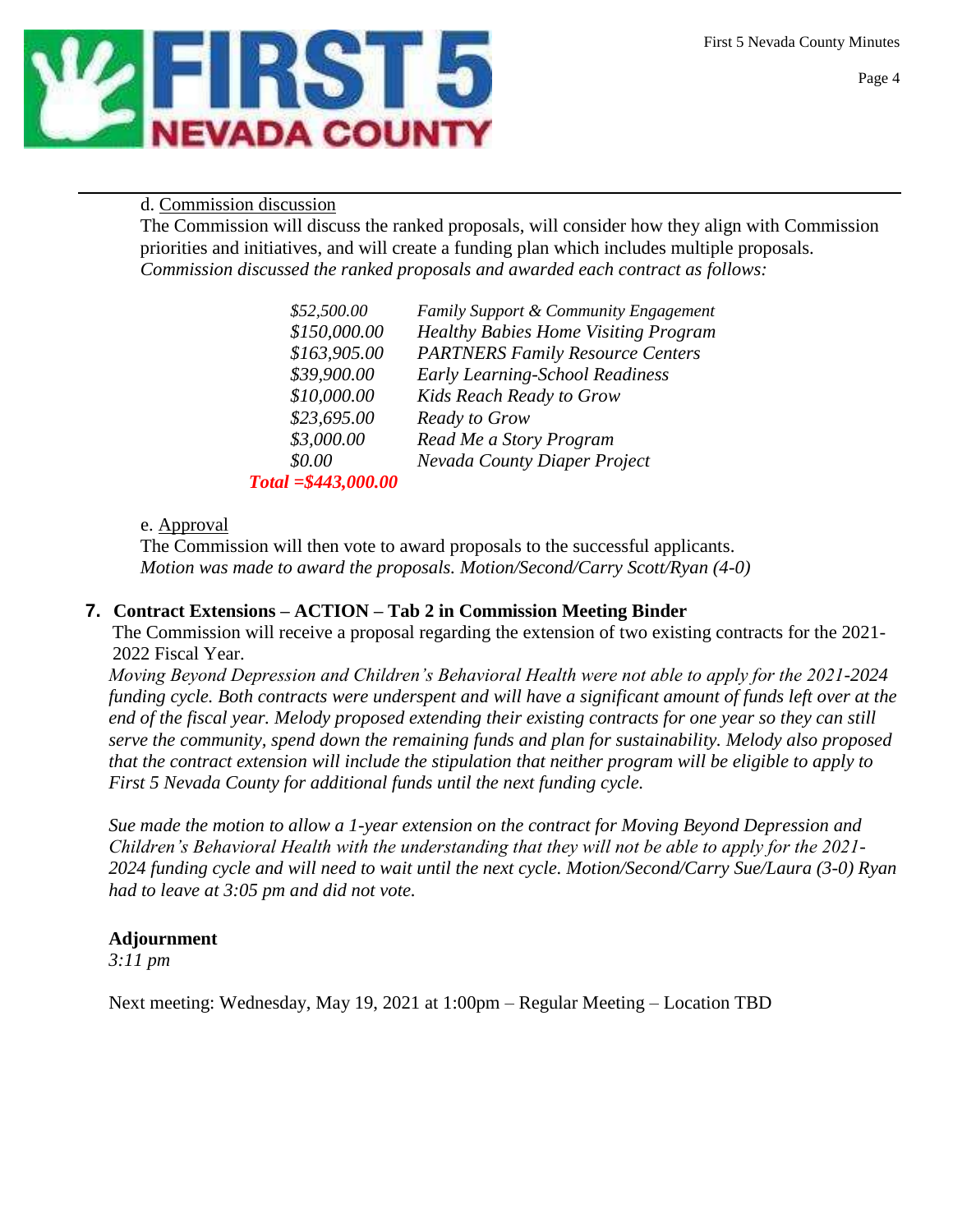d. Commission discussion

The Commission will discuss the ranked proposals, will consider how they align with Commission priorities and initiatives, and will create a funding plan which includes multiple proposals.
*Commission discussed the ranked proposals and awarded each contract as follows:*

| | |
|---|---|
| *$52,500.00* | *Family Support & Community Engagement* |
| *$150,000.00* | *Healthy Babies Home Visiting Program* |
| *$163,905.00* | *PARTNERS Family Resource Centers* |
| *$39,900.00* | *Early Learning-School Readiness* |
| *$10,000.00* | *Kids Reach Ready to Grow* |
| *$23,695.00* | *Ready to Grow* |
| *$3,000.00* | *Read Me a Story Program* |
| *$0.00* | *Nevada County Diaper Project* |
| ***Total =$443,000.00*** | |

e. Approval

The Commission will then vote to award proposals to the successful applicants.
*Motion was made to award the proposals. Motion/Second/Carry Scott/Ryan (4-0)*

**7. Contract Extensions – ACTION – Tab 2 in Commission Meeting Binder**

The Commission will receive a proposal regarding the extension of two existing contracts for the 2021-2022 Fiscal Year.

*Moving Beyond Depression and Children's Behavioral Health were not able to apply for the 2021-2024 funding cycle. Both contracts were underspent and will have a significant amount of funds left over at the end of the fiscal year. Melody proposed extending their existing contracts for one year so they can still serve the community, spend down the remaining funds and plan for sustainability. Melody also proposed that the contract extension will include the stipulation that neither program will be eligible to apply to First 5 Nevada County for additional funds until the next funding cycle.*

*Sue made the motion to allow a 1-year extension on the contract for Moving Beyond Depression and Children's Behavioral Health with the understanding that they will not be able to apply for the 2021-2024 funding cycle and will need to wait until the next cycle. Motion/Second/Carry Sue/Laura (3-0) Ryan had to leave at 3:05 pm and did not vote.*

**Adjournment**

*3:11 pm*

Next meeting: Wednesday, May 19, 2021 at 1:00pm – Regular Meeting – Location TBD